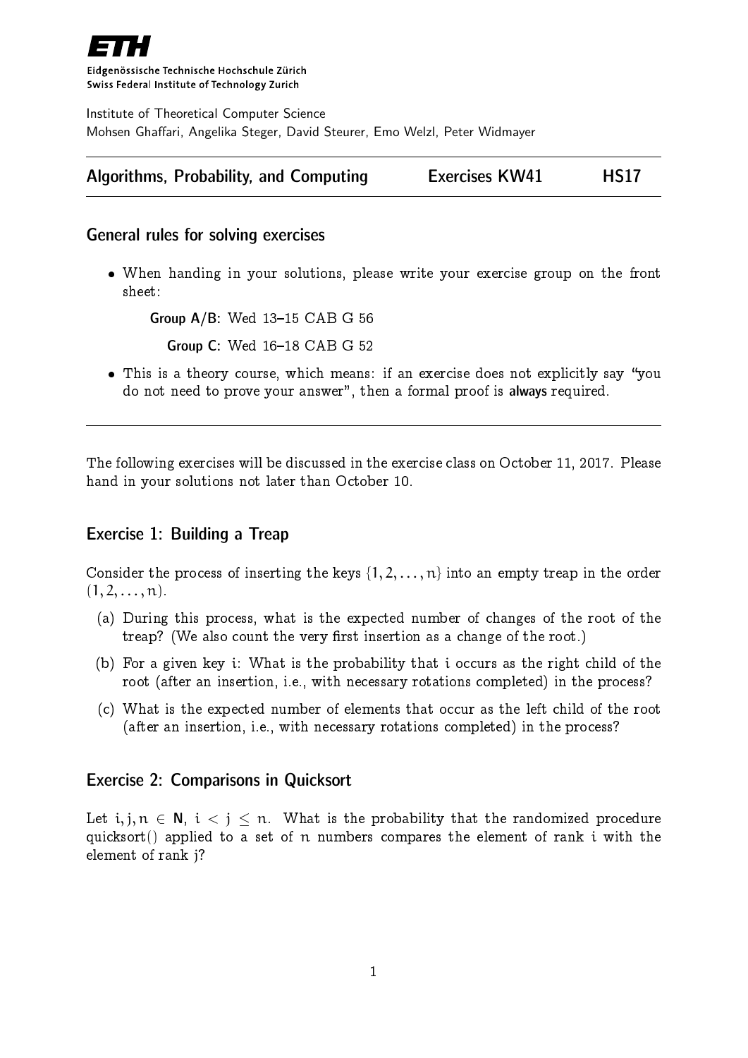Eidgenössische Technische Hochschule Zürich
Swiss Federal Institute of Technology Zurich

Institute of Theoretical Computer Science
Mohsen Ghaffari, Angelika Steger, David Steurer, Emo Welzl, Peter Widmayer

**Algorithms, Probability, and Computing** | **Exercises KW41** | **HS17**

## General rules for solving exercises

- When handing in your solutions, please write your exercise group on the front sheet:

  **Group A/B:** Wed 13–15 CAB G 56

  **Group C:** Wed 16–18 CAB G 52

- This is a theory course, which means: if an exercise does not explicitly say "you do not need to prove your answer", then a formal proof is **always** required.

---

The following exercises will be discussed in the exercise class on October 11, 2017. Please hand in your solutions not later than October 10.

## Exercise 1: Building a Treap

Consider the process of inserting the keys $\{1, 2, \ldots, n\}$ into an empty treap in the order $(1, 2, \ldots, n)$.

(a) During this process, what is the expected number of changes of the root of the treap? (We also count the very first insertion as a change of the root.)

(b) For a given key $i$: What is the probability that $i$ occurs as the right child of the root (after an insertion, i.e., with necessary rotations completed) in the process?

(c) What is the expected number of elements that occur as the left child of the root (after an insertion, i.e., with necessary rotations completed) in the process?

## Exercise 2: Comparisons in Quicksort

Let $i, j, n \in \mathbf{N}$, $i < j \leq n$. What is the probability that the randomized procedure quicksort() applied to a set of $n$ numbers compares the element of rank $i$ with the element of rank $j$?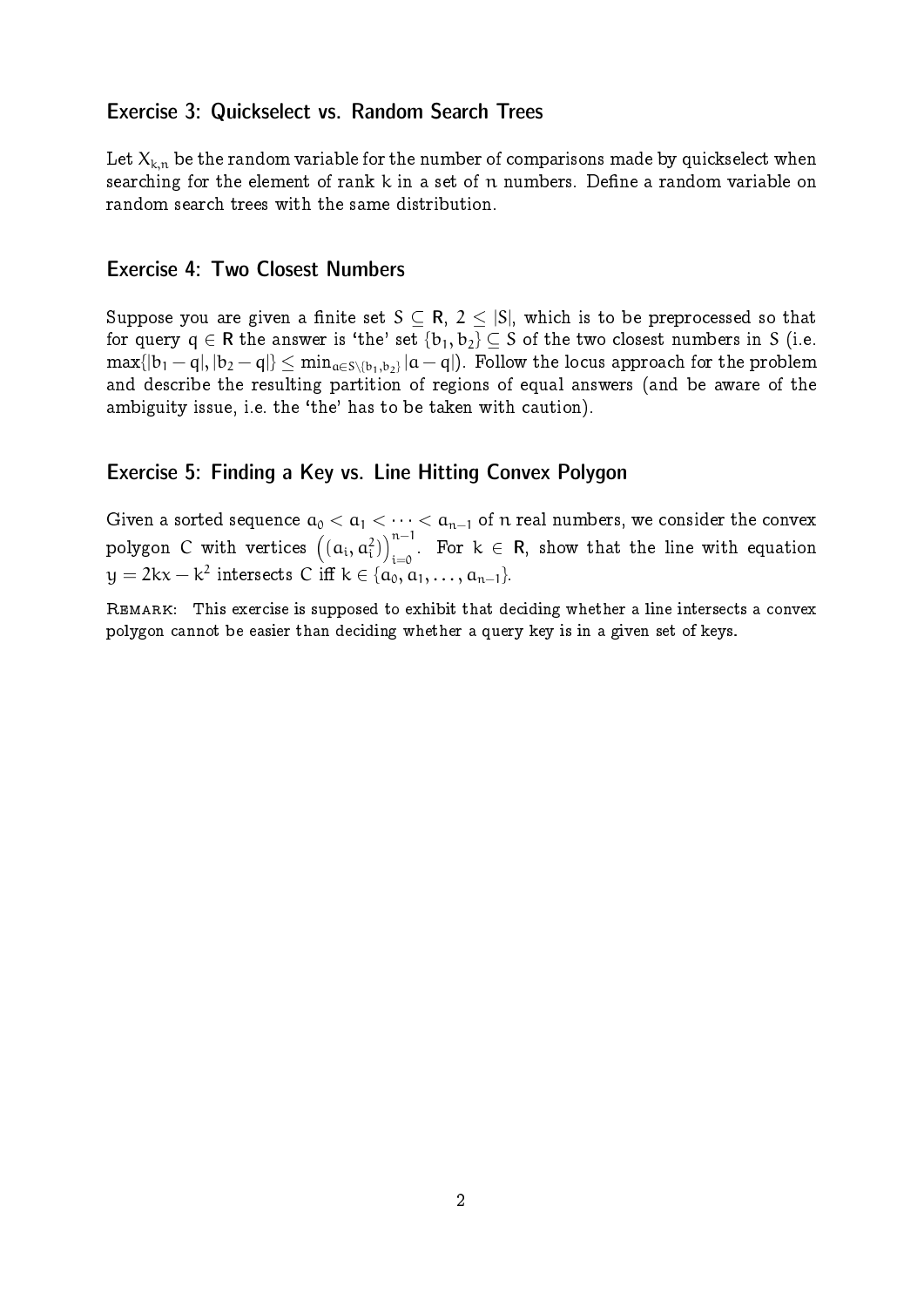## Exercise 3: Quickselect vs. Random Search Trees

Let $X_{k,n}$ be the random variable for the number of comparisons made by quickselect when searching for the element of rank $k$ in a set of $n$ numbers. Define a random variable on random search trees with the same distribution.

## Exercise 4: Two Closest Numbers

Suppose you are given a finite set $S \subseteq \mathbf{R}$, $2 \leq |S|$, which is to be preprocessed so that for query $q \in \mathbf{R}$ the answer is 'the' set $\{b_1, b_2\} \subseteq S$ of the two closest numbers in $S$ (i.e. $\max\{|b_1 - q|, |b_2 - q|\} \leq \min_{a \in S \setminus \{b_1, b_2\}} |a - q|$). Follow the locus approach for the problem and describe the resulting partition of regions of equal answers (and be aware of the ambiguity issue, i.e. the 'the' has to be taken with caution).

## Exercise 5: Finding a Key vs. Line Hitting Convex Polygon

Given a sorted sequence $a_0 < a_1 < \cdots < a_{n-1}$ of $n$ real numbers, we consider the convex polygon $C$ with vertices $\left((a_i, a_i^2)\right)_{i=0}^{n-1}$. For $k \in \mathbf{R}$, show that the line with equation $y = 2kx - k^2$ intersects $C$ iff $k \in \{a_0, a_1, \ldots, a_{n-1}\}$.

REMARK: This exercise is supposed to exhibit that deciding whether a line intersects a convex polygon cannot be easier than deciding whether a query key is in a given set of keys.